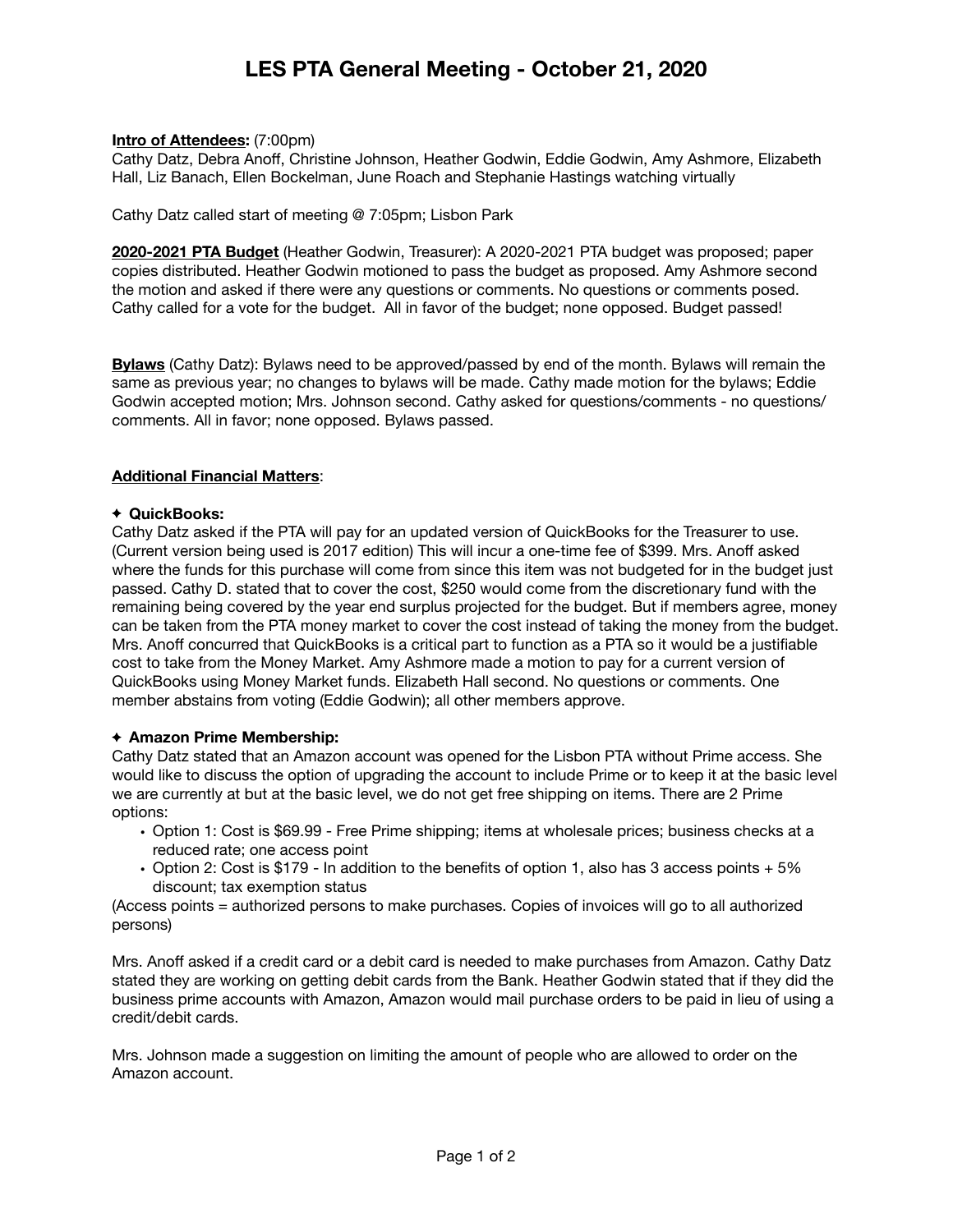# LES PTA General Meeting - October 21, 2020

**Intro of Attendees:** (7:00pm)
Cathy Datz, Debra Anoff, Christine Johnson, Heather Godwin, Eddie Godwin, Amy Ashmore, Elizabeth Hall, Liz Banach, Ellen Bockelman, June Roach and Stephanie Hastings watching virtually

Cathy Datz called start of meeting @ 7:05pm; Lisbon Park

**2020-2021 PTA Budget** (Heather Godwin, Treasurer): A 2020-2021 PTA budget was proposed; paper copies distributed. Heather Godwin motioned to pass the budget as proposed. Amy Ashmore second the motion and asked if there were any questions or comments. No questions or comments posed. Cathy called for a vote for the budget. All in favor of the budget; none opposed. Budget passed!

**Bylaws** (Cathy Datz): Bylaws need to be approved/passed by end of the month. Bylaws will remain the same as previous year; no changes to bylaws will be made. Cathy made motion for the bylaws; Eddie Godwin accepted motion; Mrs. Johnson second. Cathy asked for questions/comments - no questions/comments. All in favor; none opposed. Bylaws passed.

**Additional Financial Matters**:

✦ **QuickBooks:**
Cathy Datz asked if the PTA will pay for an updated version of QuickBooks for the Treasurer to use. (Current version being used is 2017 edition) This will incur a one-time fee of $399. Mrs. Anoff asked where the funds for this purchase will come from since this item was not budgeted for in the budget just passed. Cathy D. stated that to cover the cost, $250 would come from the discretionary fund with the remaining being covered by the year end surplus projected for the budget. But if members agree, money can be taken from the PTA money market to cover the cost instead of taking the money from the budget. Mrs. Anoff concurred that QuickBooks is a critical part to function as a PTA so it would be a justifiable cost to take from the Money Market. Amy Ashmore made a motion to pay for a current version of QuickBooks using Money Market funds. Elizabeth Hall second. No questions or comments. One member abstains from voting (Eddie Godwin); all other members approve.

✦ **Amazon Prime Membership:**
Cathy Datz stated that an Amazon account was opened for the Lisbon PTA without Prime access. She would like to discuss the option of upgrading the account to include Prime or to keep it at the basic level we are currently at but at the basic level, we do not get free shipping on items. There are 2 Prime options:

- Option 1: Cost is $69.99 - Free Prime shipping; items at wholesale prices; business checks at a reduced rate; one access point
- Option 2: Cost is $179 - In addition to the benefits of option 1, also has 3 access points + 5% discount; tax exemption status

(Access points = authorized persons to make purchases. Copies of invoices will go to all authorized persons)

Mrs. Anoff asked if a credit card or a debit card is needed to make purchases from Amazon. Cathy Datz stated they are working on getting debit cards from the Bank. Heather Godwin stated that if they did the business prime accounts with Amazon, Amazon would mail purchase orders to be paid in lieu of using a credit/debit cards.

Mrs. Johnson made a suggestion on limiting the amount of people who are allowed to order on the Amazon account.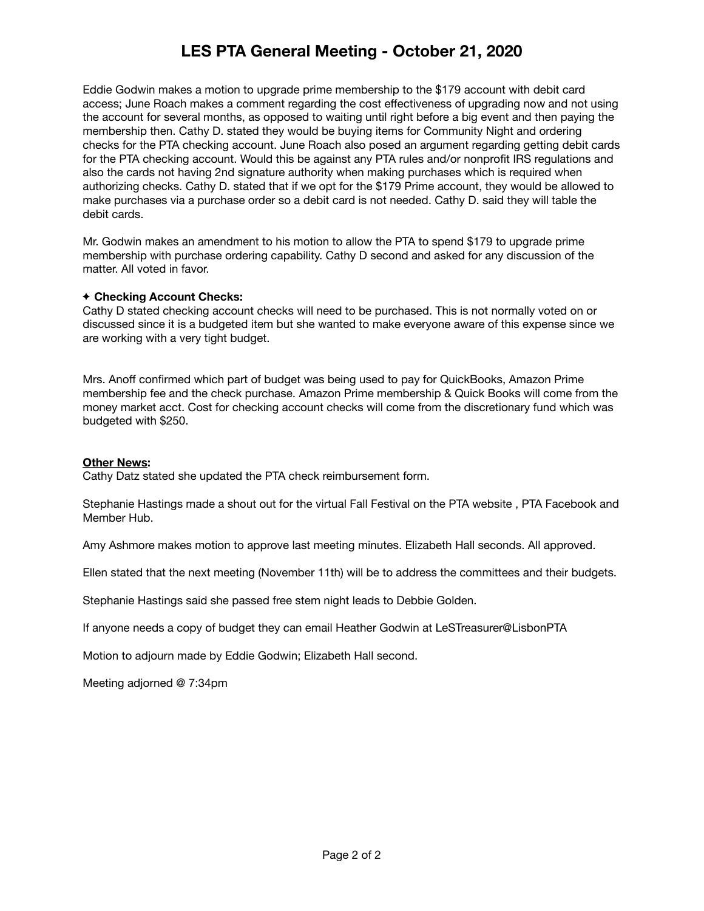# LES PTA General Meeting - October 21, 2020

Eddie Godwin makes a motion to upgrade prime membership to the $179 account with debit card access; June Roach makes a comment regarding the cost effectiveness of upgrading now and not using the account for several months, as opposed to waiting until right before a big event and then paying the membership then. Cathy D. stated they would be buying items for Community Night and ordering checks for the PTA checking account. June Roach also posed an argument regarding getting debit cards for the PTA checking account. Would this be against any PTA rules and/or nonprofit IRS regulations and also the cards not having 2nd signature authority when making purchases which is required when authorizing checks. Cathy D. stated that if we opt for the $179 Prime account, they would be allowed to make purchases via a purchase order so a debit card is not needed. Cathy D. said they will table the debit cards.

Mr. Godwin makes an amendment to his motion to allow the PTA to spend $179 to upgrade prime membership with purchase ordering capability. Cathy D second and asked for any discussion of the matter. All voted in favor.

✦ **Checking Account Checks:**
Cathy D stated checking account checks will need to be purchased. This is not normally voted on or discussed since it is a budgeted item but she wanted to make everyone aware of this expense since we are working with a very tight budget.

Mrs. Anoff confirmed which part of budget was being used to pay for QuickBooks, Amazon Prime membership fee and the check purchase. Amazon Prime membership & Quick Books will come from the money market acct. Cost for checking account checks will come from the discretionary fund which was budgeted with $250.

**Other News:**
Cathy Datz stated she updated the PTA check reimbursement form.

Stephanie Hastings made a shout out for the virtual Fall Festival on the PTA website , PTA Facebook and Member Hub.

Amy Ashmore makes motion to approve last meeting minutes. Elizabeth Hall seconds. All approved.

Ellen stated that the next meeting (November 11th) will be to address the committees and their budgets.

Stephanie Hastings said she passed free stem night leads to Debbie Golden.

If anyone needs a copy of budget they can email Heather Godwin at LeSTreasurer@LisbonPTA

Motion to adjourn made by Eddie Godwin; Elizabeth Hall second.

Meeting adjorned @ 7:34pm